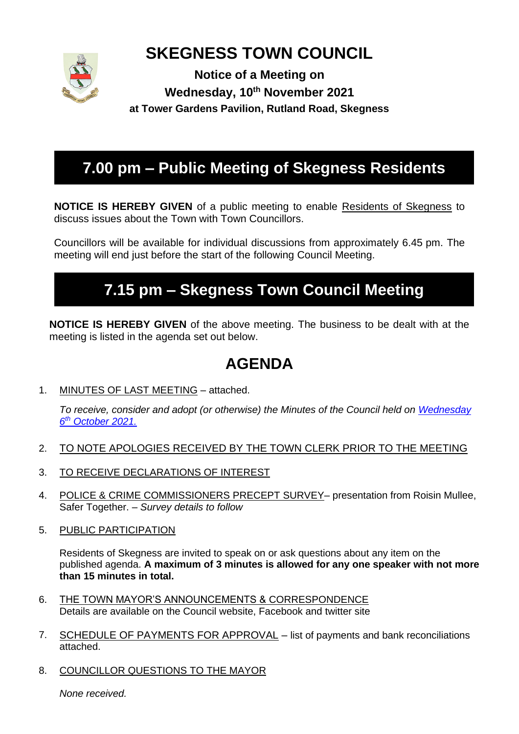# SKEGNESS TOWN COUNCIL

**Notice of a Meeting on**
**Wednesday, 10th November 2021**
**at Tower Gardens Pavilion, Rutland Road, Skegness**

## 7.00 pm – Public Meeting of Skegness Residents

**NOTICE IS HEREBY GIVEN** of a public meeting to enable Residents of Skegness to discuss issues about the Town with Town Councillors.

Councillors will be available for individual discussions from approximately 6.45 pm. The meeting will end just before the start of the following Council Meeting.

## 7.15 pm – Skegness Town Council Meeting

**NOTICE IS HEREBY GIVEN** of the above meeting. The business to be dealt with at the meeting is listed in the agenda set out below.

## AGENDA

1. MINUTES OF LAST MEETING – attached.

   *To receive, consider and adopt (or otherwise) the Minutes of the Council held on Wednesday 6th October 2021.*

2. TO NOTE APOLOGIES RECEIVED BY THE TOWN CLERK PRIOR TO THE MEETING

3. TO RECEIVE DECLARATIONS OF INTEREST

4. POLICE & CRIME COMMISSIONERS PRECEPT SURVEY– presentation from Roisin Mullee, Safer Together. – *Survey details to follow*

5. PUBLIC PARTICIPATION

   Residents of Skegness are invited to speak on or ask questions about any item on the published agenda. **A maximum of 3 minutes is allowed for any one speaker with not more than 15 minutes in total.**

6. THE TOWN MAYOR'S ANNOUNCEMENTS & CORRESPONDENCE
   Details are available on the Council website, Facebook and twitter site

7. SCHEDULE OF PAYMENTS FOR APPROVAL – list of payments and bank reconciliations attached.

8. COUNCILLOR QUESTIONS TO THE MAYOR

   *None received.*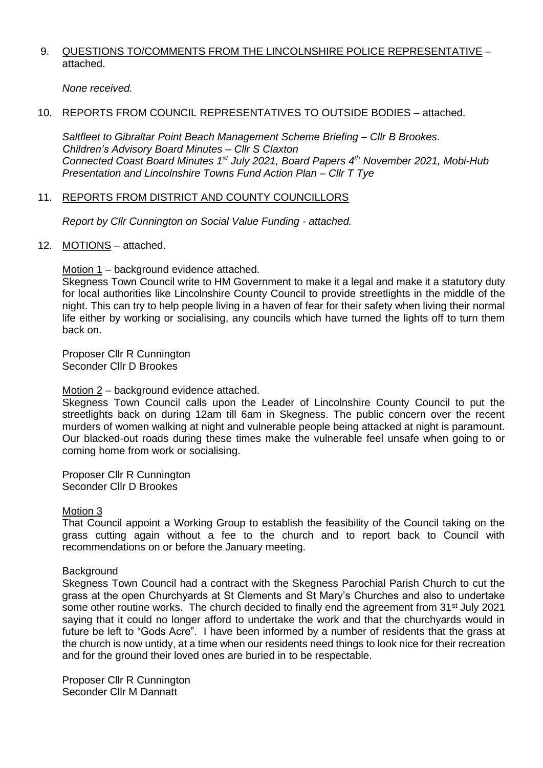9. <u>QUESTIONS TO/COMMENTS FROM THE LINCOLNSHIRE POLICE REPRESENTATIVE</u> – attached.

   *None received.*

10. <u>REPORTS FROM COUNCIL REPRESENTATIVES TO OUTSIDE BODIES</u> – attached.

    *Saltfleet to Gibraltar Point Beach Management Scheme Briefing – Cllr B Brookes.*
    *Children's Advisory Board Minutes – Cllr S Claxton*
    *Connected Coast Board Minutes 1st July 2021, Board Papers 4th November 2021, Mobi-Hub Presentation and Lincolnshire Towns Fund Action Plan – Cllr T Tye*

11. <u>REPORTS FROM DISTRICT AND COUNTY COUNCILLORS</u>

    *Report by Cllr Cunnington on Social Value Funding - attached.*

12. <u>MOTIONS</u> – attached.

    <u>Motion 1</u> – background evidence attached.
    Skegness Town Council write to HM Government to make it a legal and make it a statutory duty for local authorities like Lincolnshire County Council to provide streetlights in the middle of the night. This can try to help people living in a haven of fear for their safety when living their normal life either by working or socialising, any councils which have turned the lights off to turn them back on.

    Proposer Cllr R Cunnington
    Seconder Cllr D Brookes

    <u>Motion 2</u> – background evidence attached.
    Skegness Town Council calls upon the Leader of Lincolnshire County Council to put the streetlights back on during 12am till 6am in Skegness. The public concern over the recent murders of women walking at night and vulnerable people being attacked at night is paramount. Our blacked-out roads during these times make the vulnerable feel unsafe when going to or coming home from work or socialising.

    Proposer Cllr R Cunnington
    Seconder Cllr D Brookes

    <u>Motion 3</u>
    That Council appoint a Working Group to establish the feasibility of the Council taking on the grass cutting again without a fee to the church and to report back to Council with recommendations on or before the January meeting.

    Background
    Skegness Town Council had a contract with the Skegness Parochial Parish Church to cut the grass at the open Churchyards at St Clements and St Mary's Churches and also to undertake some other routine works. The church decided to finally end the agreement from 31st July 2021 saying that it could no longer afford to undertake the work and that the churchyards would in future be left to "Gods Acre". I have been informed by a number of residents that the grass at the church is now untidy, at a time when our residents need things to look nice for their recreation and for the ground their loved ones are buried in to be respectable.

    Proposer Cllr R Cunnington
    Seconder Cllr M Dannatt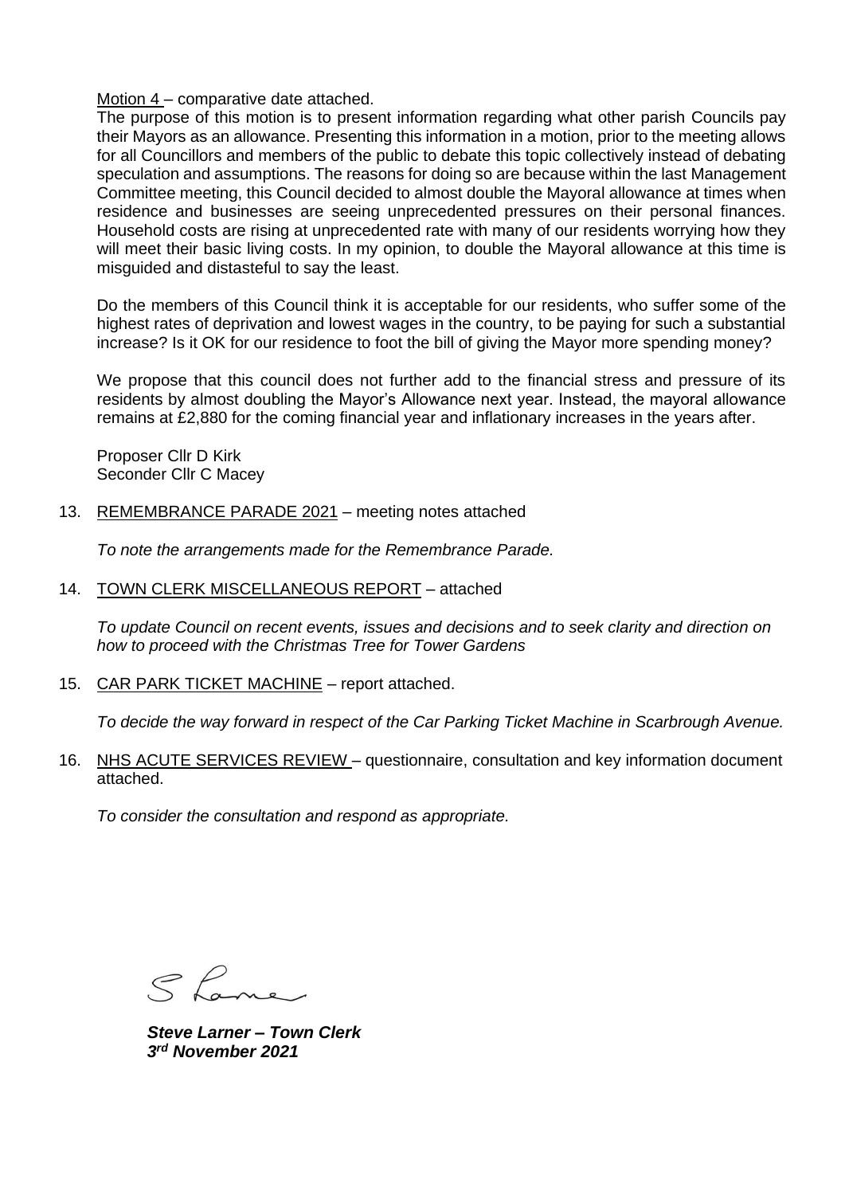Motion 4 – comparative date attached.

The purpose of this motion is to present information regarding what other parish Councils pay their Mayors as an allowance. Presenting this information in a motion, prior to the meeting allows for all Councillors and members of the public to debate this topic collectively instead of debating speculation and assumptions. The reasons for doing so are because within the last Management Committee meeting, this Council decided to almost double the Mayoral allowance at times when residence and businesses are seeing unprecedented pressures on their personal finances. Household costs are rising at unprecedented rate with many of our residents worrying how they will meet their basic living costs. In my opinion, to double the Mayoral allowance at this time is misguided and distasteful to say the least.

Do the members of this Council think it is acceptable for our residents, who suffer some of the highest rates of deprivation and lowest wages in the country, to be paying for such a substantial increase? Is it OK for our residence to foot the bill of giving the Mayor more spending money?

We propose that this council does not further add to the financial stress and pressure of its residents by almost doubling the Mayor's Allowance next year. Instead, the mayoral allowance remains at £2,880 for the coming financial year and inflationary increases in the years after.

Proposer Cllr D Kirk
Seconder Cllr C Macey

13. REMEMBRANCE PARADE 2021 – meeting notes attached

    *To note the arrangements made for the Remembrance Parade.*

14. TOWN CLERK MISCELLANEOUS REPORT – attached

    *To update Council on recent events, issues and decisions and to seek clarity and direction on how to proceed with the Christmas Tree for Tower Gardens*

15. CAR PARK TICKET MACHINE – report attached.

    *To decide the way forward in respect of the Car Parking Ticket Machine in Scarbrough Avenue.*

16. NHS ACUTE SERVICES REVIEW – questionnaire, consultation and key information document attached.

    *To consider the consultation and respond as appropriate.*

S Larner

***Steve Larner – Town Clerk***
***3rd November 2021***